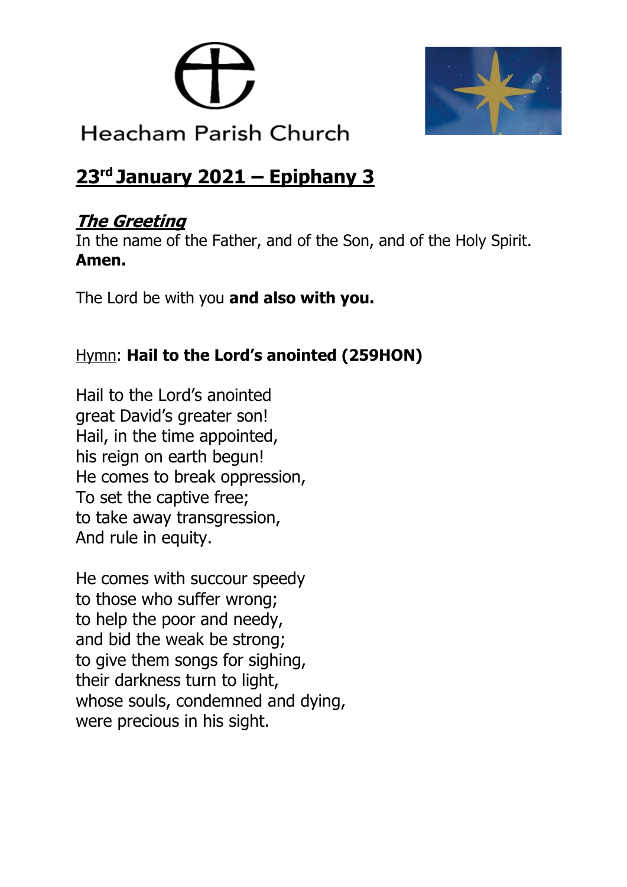Heacham Parish Church

# 23rd January 2021 – Epiphany 3

## ***The Greeting***

In the name of the Father, and of the Son, and of the Holy Spirit.
**Amen.**

The Lord be with you **and also with you.**

Hymn: **Hail to the Lord's anointed (259HON)**

Hail to the Lord's anointed
great David's greater son!
Hail, in the time appointed,
his reign on earth begun!
He comes to break oppression,
To set the captive free;
to take away transgression,
And rule in equity.

He comes with succour speedy
to those who suffer wrong;
to help the poor and needy,
and bid the weak be strong;
to give them songs for sighing,
their darkness turn to light,
whose souls, condemned and dying,
were precious in his sight.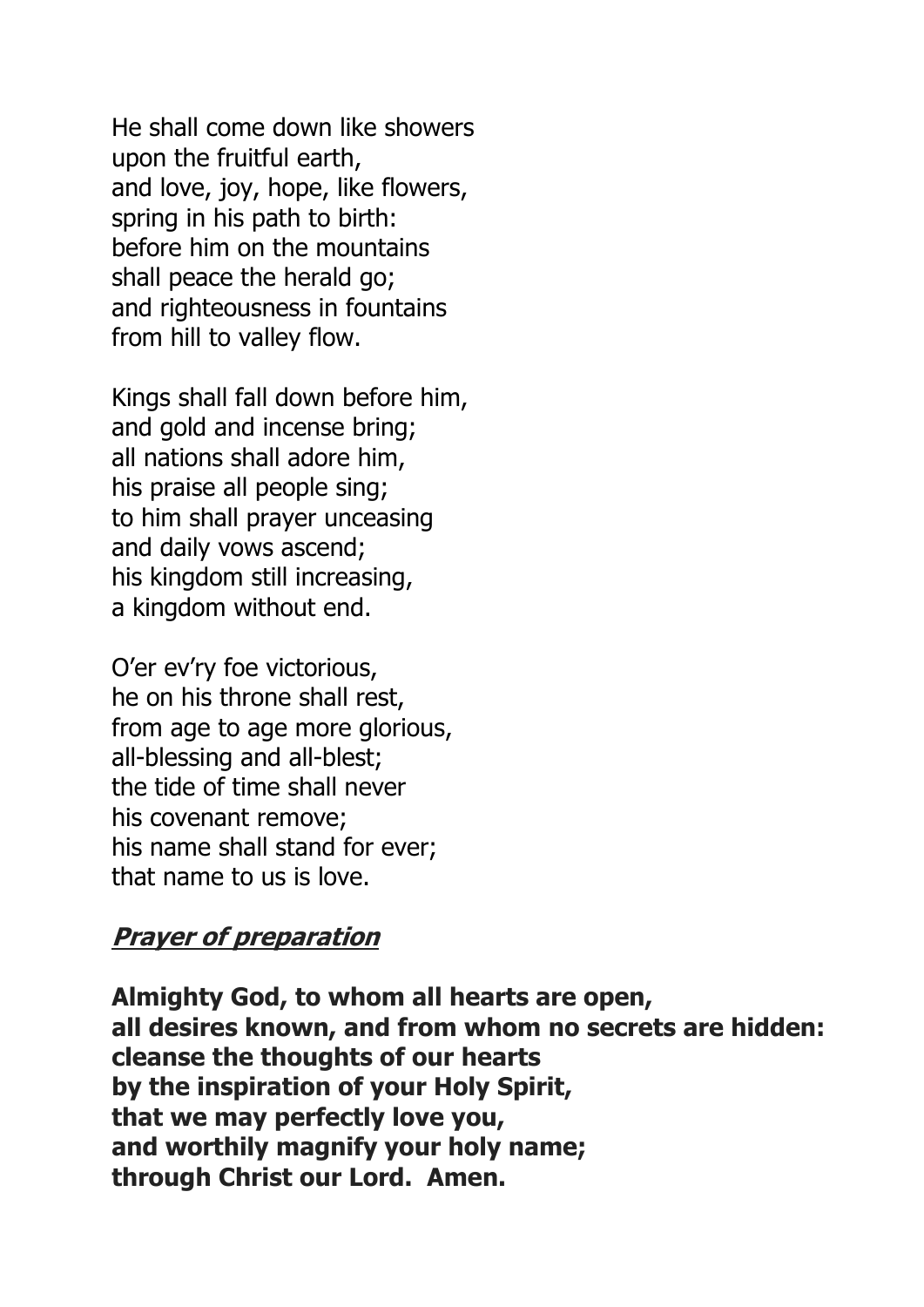He shall come down like showers
upon the fruitful earth,
and love, joy, hope, like flowers,
spring in his path to birth:
before him on the mountains
shall peace the herald go;
and righteousness in fountains
from hill to valley flow.

Kings shall fall down before him,
and gold and incense bring;
all nations shall adore him,
his praise all people sing;
to him shall prayer unceasing
and daily vows ascend;
his kingdom still increasing,
a kingdom without end.

O'er ev'ry foe victorious,
he on his throne shall rest,
from age to age more glorious,
all-blessing and all-blest;
the tide of time shall never
his covenant remove;
his name shall stand for ever;
that name to us is love.

## ***Prayer of preparation***

**Almighty God, to whom all hearts are open,**
**all desires known, and from whom no secrets are hidden:**
**cleanse the thoughts of our hearts**
**by the inspiration of your Holy Spirit,**
**that we may perfectly love you,**
**and worthily magnify your holy name;**
**through Christ our Lord. Amen.**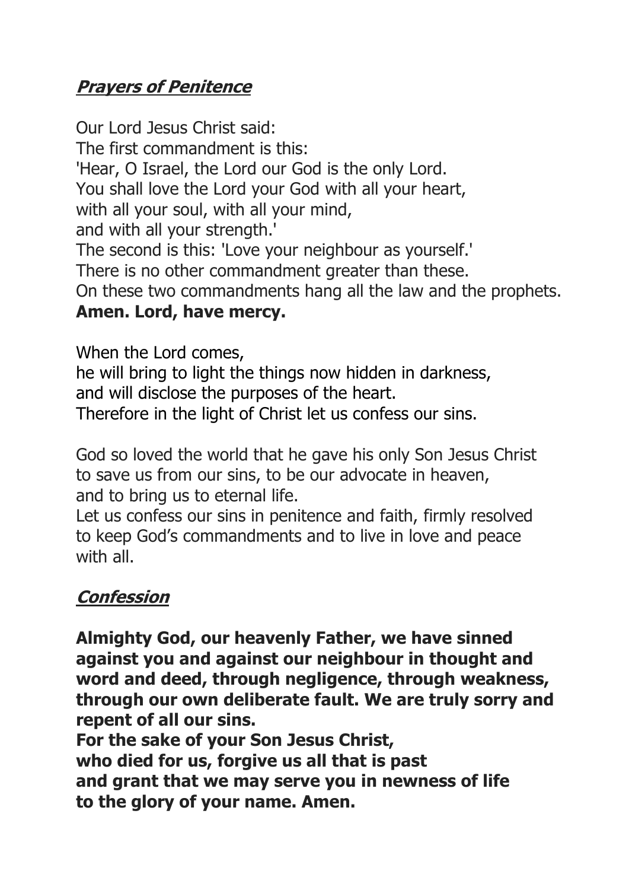## ***Prayers of Penitence***

Our Lord Jesus Christ said:
The first commandment is this:
'Hear, O Israel, the Lord our God is the only Lord.
You shall love the Lord your God with all your heart,
with all your soul, with all your mind,
and with all your strength.'
The second is this: 'Love your neighbour as yourself.'
There is no other commandment greater than these.
On these two commandments hang all the law and the prophets.
**Amen. Lord, have mercy.**

When the Lord comes,
he will bring to light the things now hidden in darkness,
and will disclose the purposes of the heart.
Therefore in the light of Christ let us confess our sins.

God so loved the world that he gave his only Son Jesus Christ to save us from our sins, to be our advocate in heaven, and to bring us to eternal life.
Let us confess our sins in penitence and faith, firmly resolved to keep God's commandments and to live in love and peace with all.

## ***Confession***

**Almighty God, our heavenly Father, we have sinned against you and against our neighbour in thought and word and deed, through negligence, through weakness, through our own deliberate fault. We are truly sorry and repent of all our sins.**
**For the sake of your Son Jesus Christ,**
**who died for us, forgive us all that is past**
**and grant that we may serve you in newness of life**
**to the glory of your name. Amen.**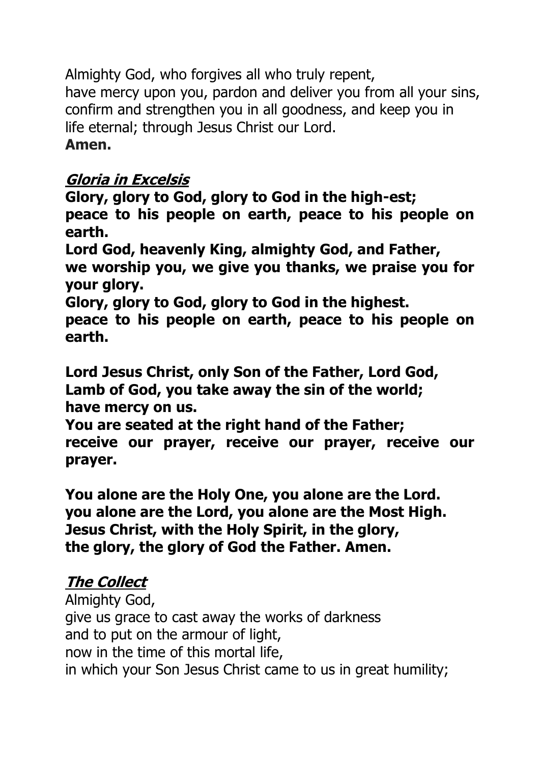Almighty God, who forgives all who truly repent,
have mercy upon you, pardon and deliver you from all your sins,
confirm and strengthen you in all goodness, and keep you in
life eternal; through Jesus Christ our Lord.
**Amen.**

## ***Gloria in Excelsis***

**Glory, glory to God, glory to God in the high-est;**
**peace to his people on earth, peace to his people on earth.**
**Lord God, heavenly King, almighty God, and Father,**
**we worship you, we give you thanks, we praise you for your glory.**
**Glory, glory to God, glory to God in the highest.**
**peace to his people on earth, peace to his people on earth.**

**Lord Jesus Christ, only Son of the Father, Lord God,**
**Lamb of God, you take away the sin of the world;**
**have mercy on us.**
**You are seated at the right hand of the Father;**
**receive our prayer, receive our prayer, receive our prayer.**

**You alone are the Holy One, you alone are the Lord.**
**you alone are the Lord, you alone are the Most High.**
**Jesus Christ, with the Holy Spirit, in the glory,**
**the glory, the glory of God the Father. Amen.**

## ***The Collect***

Almighty God,
give us grace to cast away the works of darkness
and to put on the armour of light,
now in the time of this mortal life,
in which your Son Jesus Christ came to us in great humility;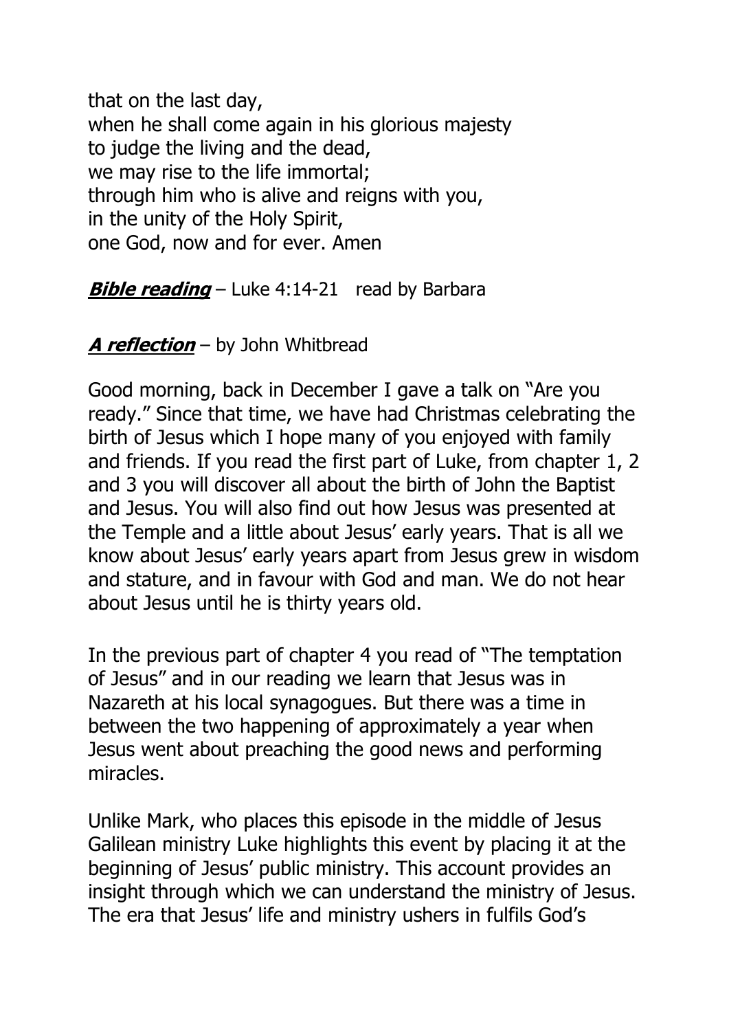that on the last day,
when he shall come again in his glorious majesty
to judge the living and the dead,
we may rise to the life immortal;
through him who is alive and reigns with you,
in the unity of the Holy Spirit,
one God, now and for ever. Amen

***Bible reading*** – Luke 4:14-21 read by Barbara

***A reflection*** – by John Whitbread

Good morning, back in December I gave a talk on "Are you ready." Since that time, we have had Christmas celebrating the birth of Jesus which I hope many of you enjoyed with family and friends. If you read the first part of Luke, from chapter 1, 2 and 3 you will discover all about the birth of John the Baptist and Jesus. You will also find out how Jesus was presented at the Temple and a little about Jesus' early years. That is all we know about Jesus' early years apart from Jesus grew in wisdom and stature, and in favour with God and man. We do not hear about Jesus until he is thirty years old.

In the previous part of chapter 4 you read of "The temptation of Jesus" and in our reading we learn that Jesus was in Nazareth at his local synagogues. But there was a time in between the two happening of approximately a year when Jesus went about preaching the good news and performing miracles.

Unlike Mark, who places this episode in the middle of Jesus Galilean ministry Luke highlights this event by placing it at the beginning of Jesus' public ministry. This account provides an insight through which we can understand the ministry of Jesus. The era that Jesus' life and ministry ushers in fulfils God's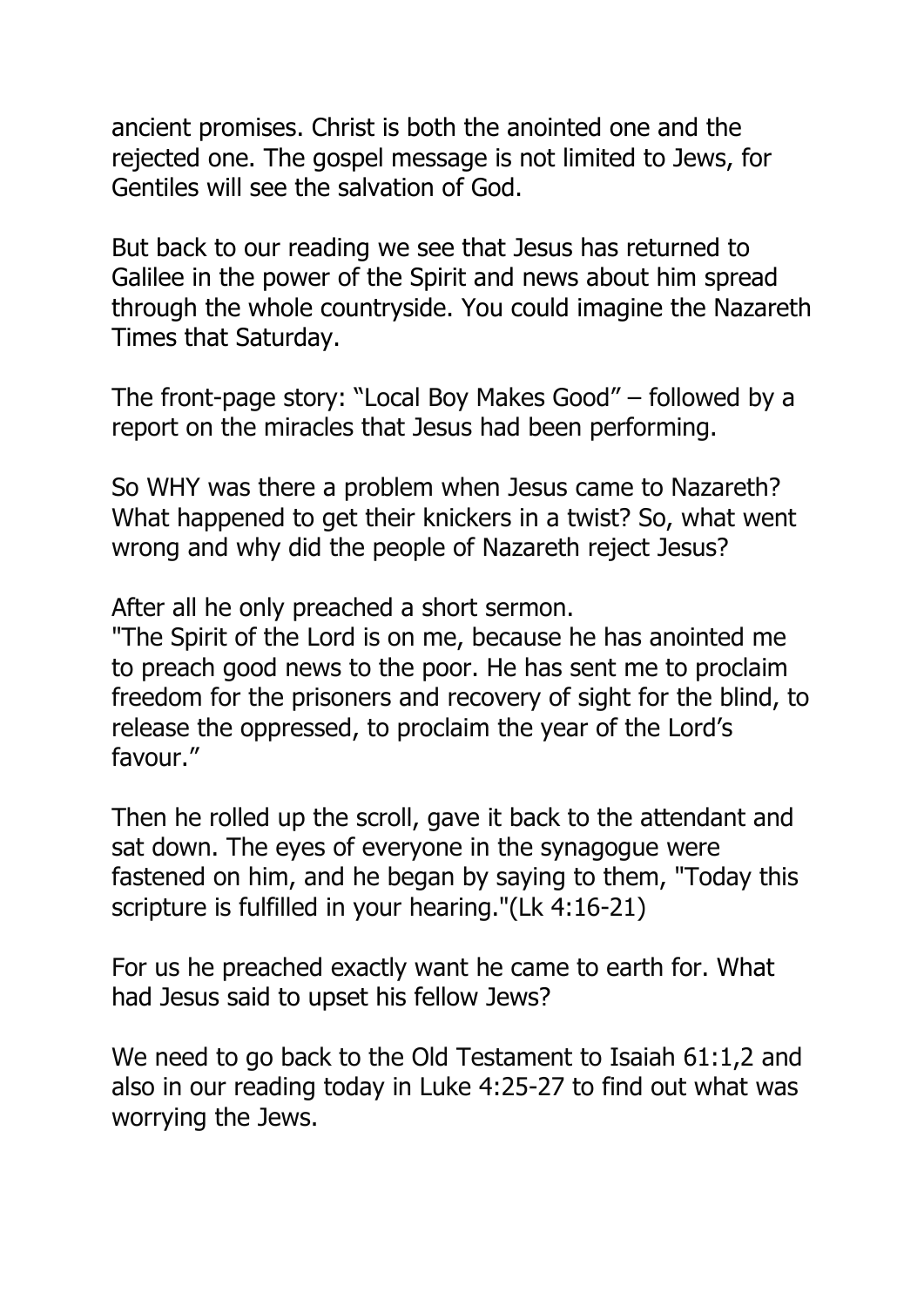ancient promises. Christ is both the anointed one and the rejected one. The gospel message is not limited to Jews, for Gentiles will see the salvation of God.

But back to our reading we see that Jesus has returned to Galilee in the power of the Spirit and news about him spread through the whole countryside. You could imagine the Nazareth Times that Saturday.

The front-page story: "Local Boy Makes Good" – followed by a report on the miracles that Jesus had been performing.

So WHY was there a problem when Jesus came to Nazareth? What happened to get their knickers in a twist? So, what went wrong and why did the people of Nazareth reject Jesus?

After all he only preached a short sermon.
"The Spirit of the Lord is on me, because he has anointed me to preach good news to the poor. He has sent me to proclaim freedom for the prisoners and recovery of sight for the blind, to release the oppressed, to proclaim the year of the Lord's favour."

Then he rolled up the scroll, gave it back to the attendant and sat down. The eyes of everyone in the synagogue were fastened on him, and he began by saying to them, "Today this scripture is fulfilled in your hearing."(Lk 4:16-21)

For us he preached exactly want he came to earth for. What had Jesus said to upset his fellow Jews?

We need to go back to the Old Testament to Isaiah 61:1,2 and also in our reading today in Luke 4:25-27 to find out what was worrying the Jews.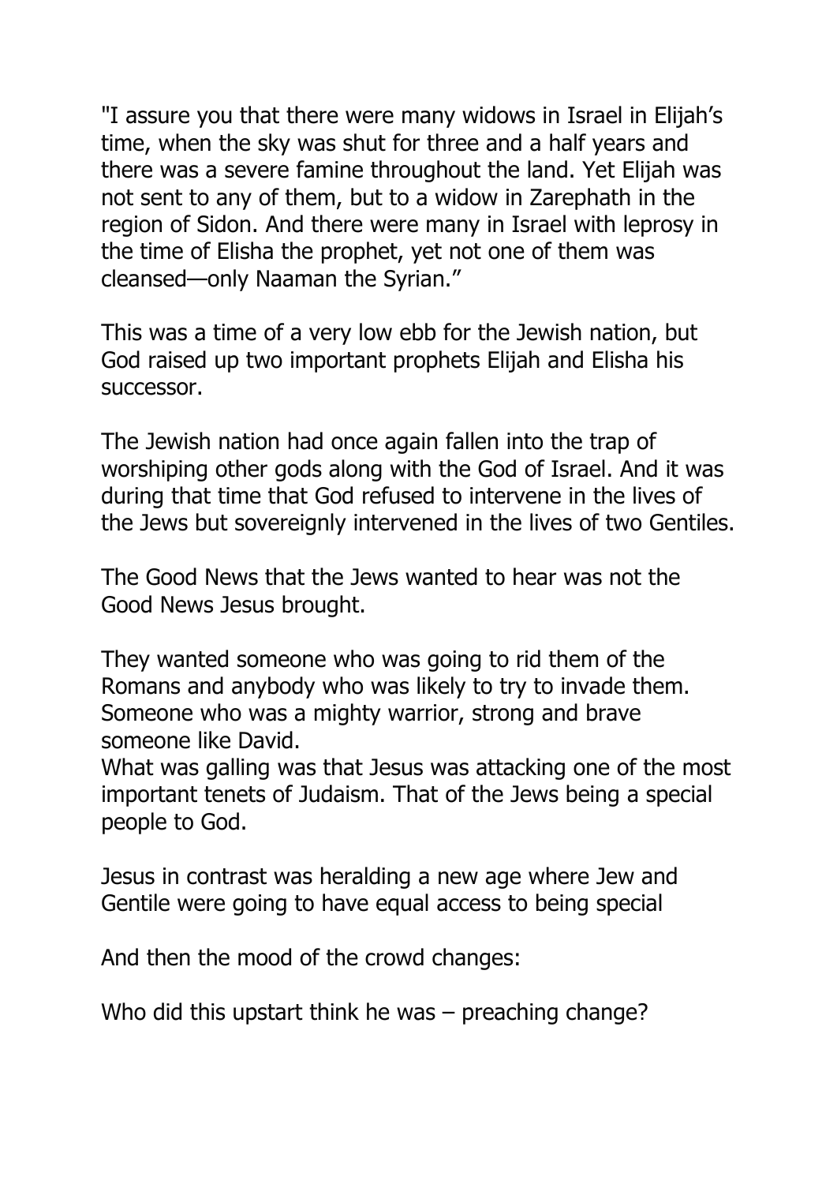"I assure you that there were many widows in Israel in Elijah's time, when the sky was shut for three and a half years and there was a severe famine throughout the land. Yet Elijah was not sent to any of them, but to a widow in Zarephath in the region of Sidon. And there were many in Israel with leprosy in the time of Elisha the prophet, yet not one of them was cleansed—only Naaman the Syrian."

This was a time of a very low ebb for the Jewish nation, but God raised up two important prophets Elijah and Elisha his successor.

The Jewish nation had once again fallen into the trap of worshiping other gods along with the God of Israel. And it was during that time that God refused to intervene in the lives of the Jews but sovereignly intervened in the lives of two Gentiles.

The Good News that the Jews wanted to hear was not the Good News Jesus brought.

They wanted someone who was going to rid them of the Romans and anybody who was likely to try to invade them. Someone who was a mighty warrior, strong and brave someone like David.
What was galling was that Jesus was attacking one of the most important tenets of Judaism. That of the Jews being a special people to God.

Jesus in contrast was heralding a new age where Jew and Gentile were going to have equal access to being special

And then the mood of the crowd changes:

Who did this upstart think he was – preaching change?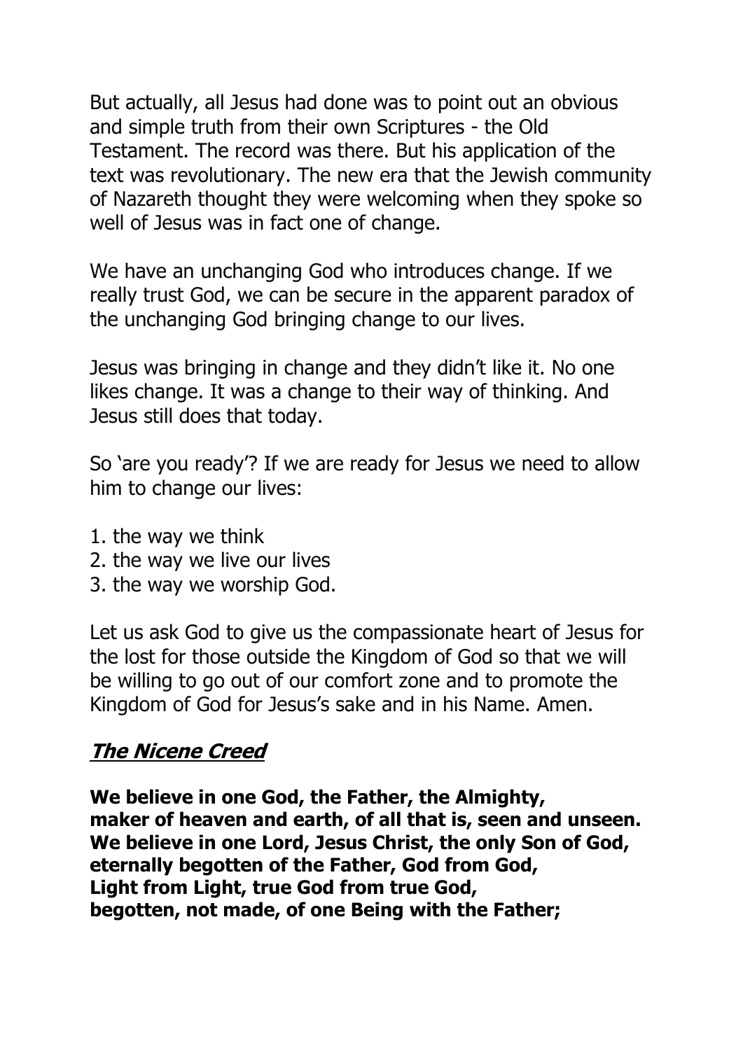But actually, all Jesus had done was to point out an obvious and simple truth from their own Scriptures - the Old Testament. The record was there. But his application of the text was revolutionary. The new era that the Jewish community of Nazareth thought they were welcoming when they spoke so well of Jesus was in fact one of change.

We have an unchanging God who introduces change. If we really trust God, we can be secure in the apparent paradox of the unchanging God bringing change to our lives.

Jesus was bringing in change and they didn't like it. No one likes change. It was a change to their way of thinking. And Jesus still does that today.

So 'are you ready'? If we are ready for Jesus we need to allow him to change our lives:

1. the way we think
2. the way we live our lives
3. the way we worship God.

Let us ask God to give us the compassionate heart of Jesus for the lost for those outside the Kingdom of God so that we will be willing to go out of our comfort zone and to promote the Kingdom of God for Jesus's sake and in his Name. Amen.

## ***The Nicene Creed***

**We believe in one God, the Father, the Almighty,**
**maker of heaven and earth, of all that is, seen and unseen.**
**We believe in one Lord, Jesus Christ, the only Son of God,**
**eternally begotten of the Father, God from God,**
**Light from Light, true God from true God,**
**begotten, not made, of one Being with the Father;**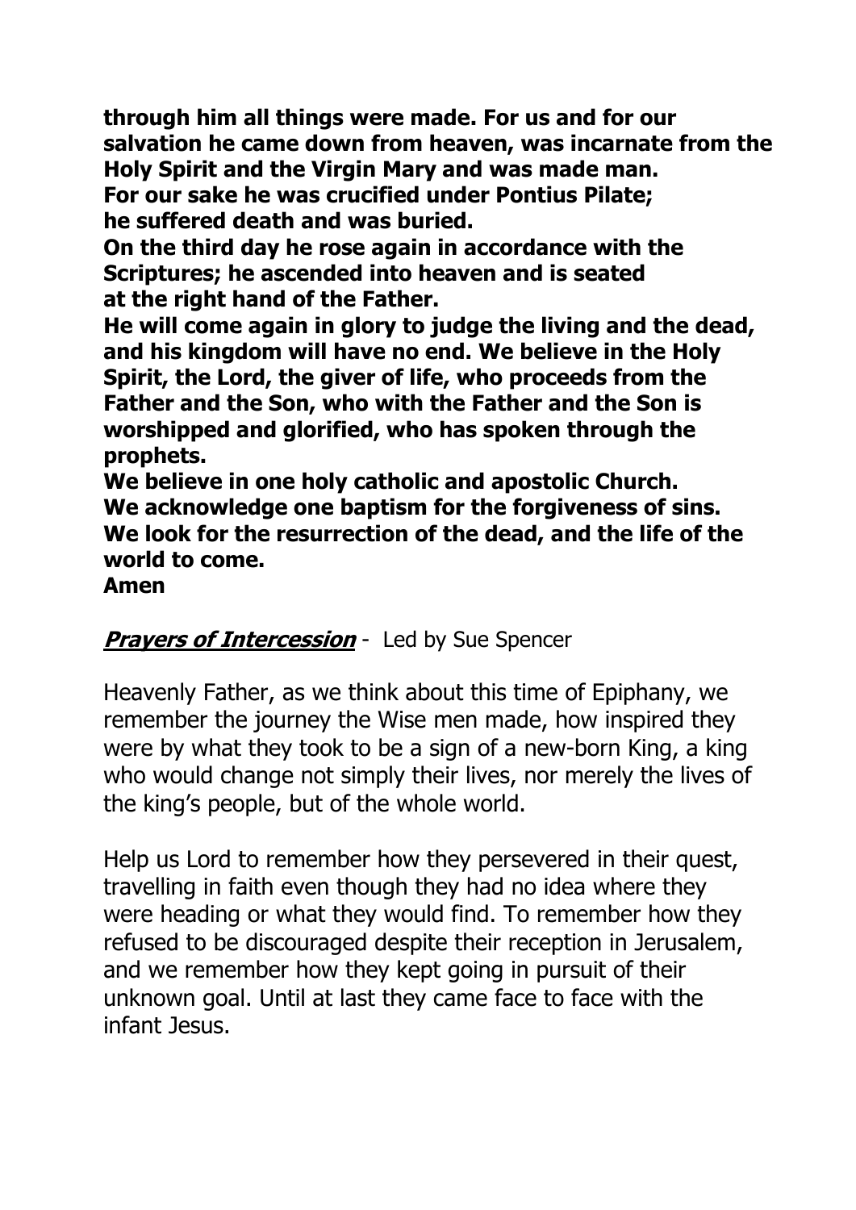**through him all things were made. For us and for our salvation he came down from heaven, was incarnate from the Holy Spirit and the Virgin Mary and was made man.**
**For our sake he was crucified under Pontius Pilate;**
**he suffered death and was buried.**
**On the third day he rose again in accordance with the Scriptures; he ascended into heaven and is seated at the right hand of the Father.**
**He will come again in glory to judge the living and the dead, and his kingdom will have no end. We believe in the Holy Spirit, the Lord, the giver of life, who proceeds from the Father and the Son, who with the Father and the Son is worshipped and glorified, who has spoken through the prophets.**
**We believe in one holy catholic and apostolic Church.**
**We acknowledge one baptism for the forgiveness of sins.**
**We look for the resurrection of the dead, and the life of the world to come.**
**Amen**

***Prayers of Intercession*** - Led by Sue Spencer

Heavenly Father, as we think about this time of Epiphany, we remember the journey the Wise men made, how inspired they were by what they took to be a sign of a new-born King, a king who would change not simply their lives, nor merely the lives of the king's people, but of the whole world.

Help us Lord to remember how they persevered in their quest, travelling in faith even though they had no idea where they were heading or what they would find. To remember how they refused to be discouraged despite their reception in Jerusalem, and we remember how they kept going in pursuit of their unknown goal. Until at last they came face to face with the infant Jesus.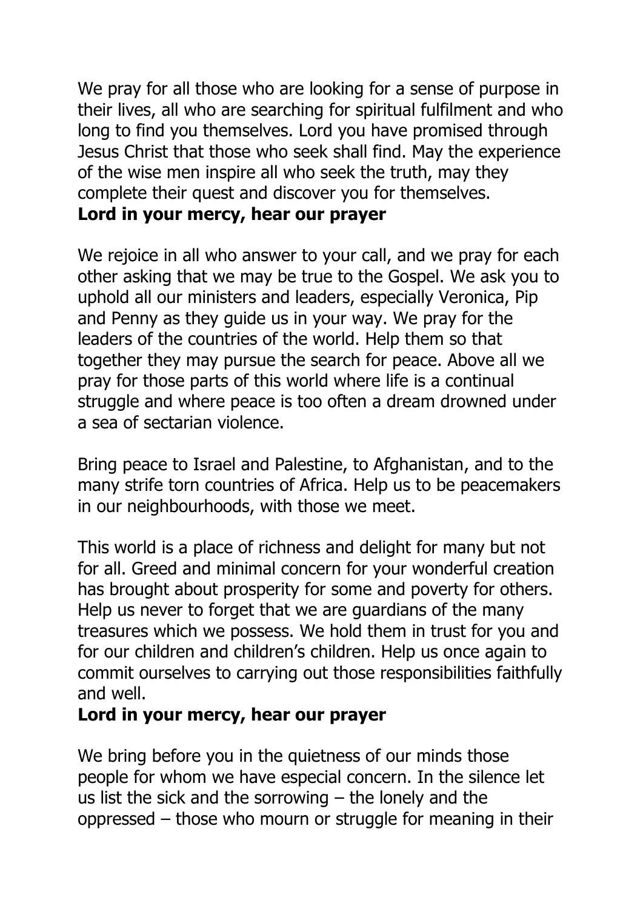We pray for all those who are looking for a sense of purpose in their lives, all who are searching for spiritual fulfilment and who long to find you themselves. Lord you have promised through Jesus Christ that those who seek shall find. May the experience of the wise men inspire all who seek the truth, may they complete their quest and discover you for themselves.
**Lord in your mercy, hear our prayer**

We rejoice in all who answer to your call, and we pray for each other asking that we may be true to the Gospel. We ask you to uphold all our ministers and leaders, especially Veronica, Pip and Penny as they guide us in your way. We pray for the leaders of the countries of the world. Help them so that together they may pursue the search for peace. Above all we pray for those parts of this world where life is a continual struggle and where peace is too often a dream drowned under a sea of sectarian violence.

Bring peace to Israel and Palestine, to Afghanistan, and to the many strife torn countries of Africa. Help us to be peacemakers in our neighbourhoods, with those we meet.

This world is a place of richness and delight for many but not for all. Greed and minimal concern for your wonderful creation has brought about prosperity for some and poverty for others. Help us never to forget that we are guardians of the many treasures which we possess. We hold them in trust for you and for our children and children's children. Help us once again to commit ourselves to carrying out those responsibilities faithfully and well.
**Lord in your mercy, hear our prayer**

We bring before you in the quietness of our minds those people for whom we have especial concern. In the silence let us list the sick and the sorrowing – the lonely and the oppressed – those who mourn or struggle for meaning in their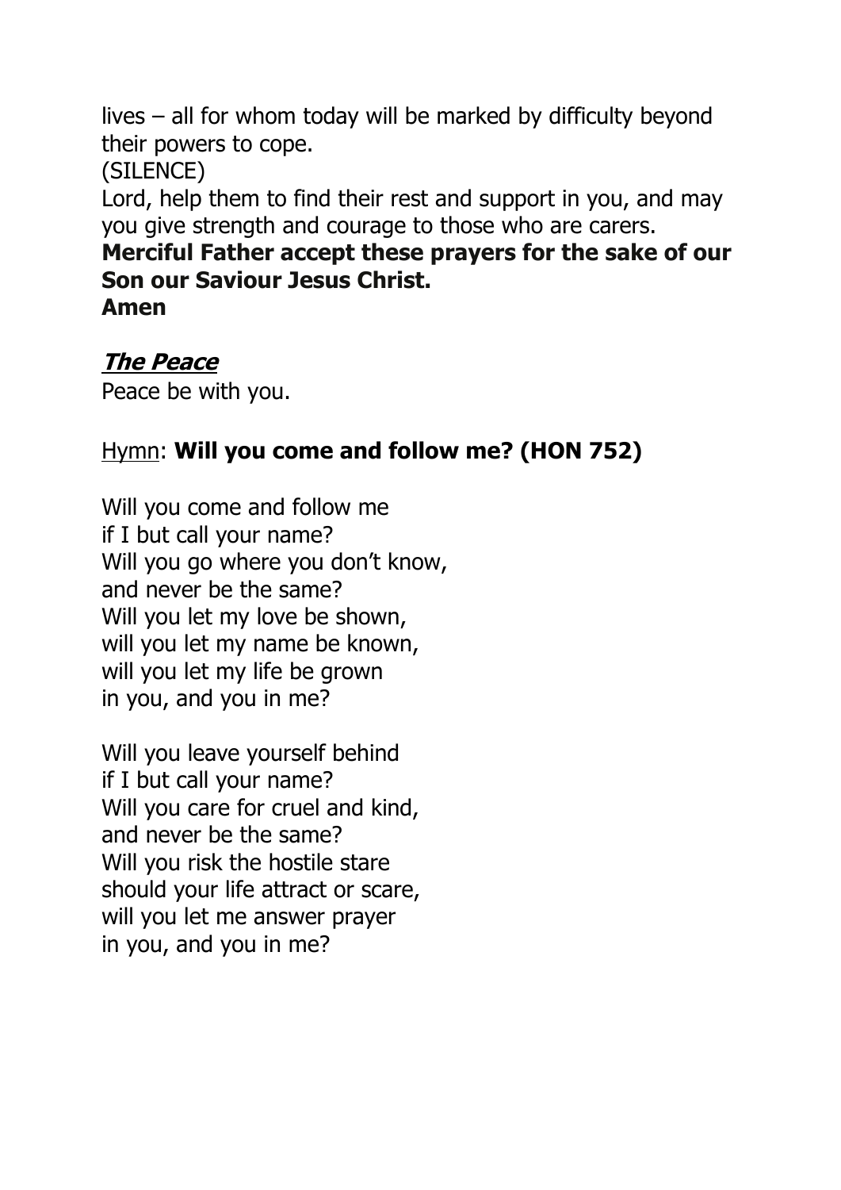lives – all for whom today will be marked by difficulty beyond their powers to cope.
(SILENCE)
Lord, help them to find their rest and support in you, and may you give strength and courage to those who are carers.
**Merciful Father accept these prayers for the sake of our Son our Saviour Jesus Christ.**
**Amen**

## ***The Peace***

Peace be with you.

Hymn: **Will you come and follow me? (HON 752)**

Will you come and follow me
if I but call your name?
Will you go where you don't know,
and never be the same?
Will you let my love be shown,
will you let my name be known,
will you let my life be grown
in you, and you in me?

Will you leave yourself behind
if I but call your name?
Will you care for cruel and kind,
and never be the same?
Will you risk the hostile stare
should your life attract or scare,
will you let me answer prayer
in you, and you in me?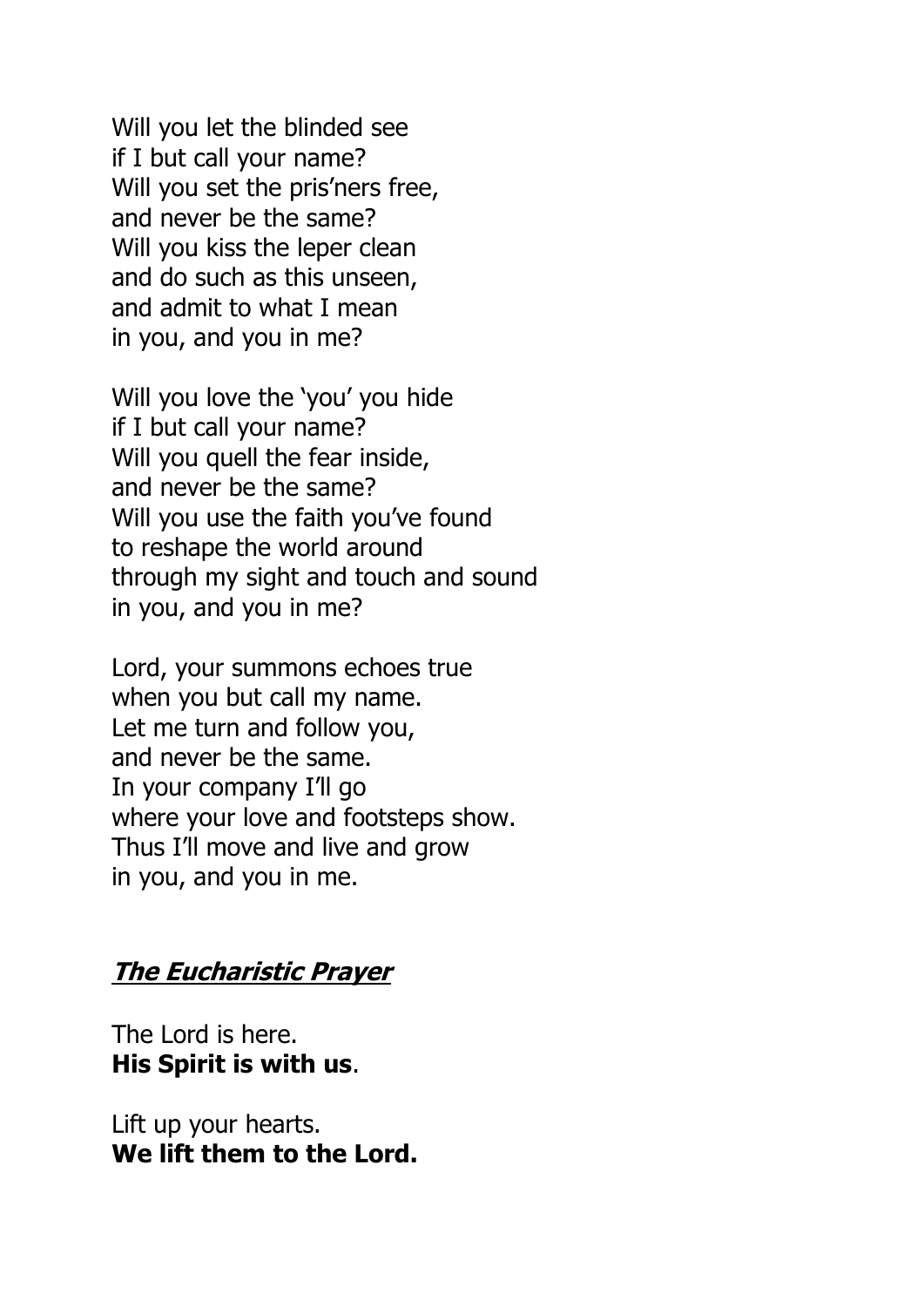Will you let the blinded see
if I but call your name?
Will you set the pris'ners free,
and never be the same?
Will you kiss the leper clean
and do such as this unseen,
and admit to what I mean
in you, and you in me?

Will you love the 'you' you hide
if I but call your name?
Will you quell the fear inside,
and never be the same?
Will you use the faith you've found
to reshape the world around
through my sight and touch and sound
in you, and you in me?

Lord, your summons echoes true
when you but call my name.
Let me turn and follow you,
and never be the same.
In your company I'll go
where your love and footsteps show.
Thus I'll move and live and grow
in you, and you in me.

## ***The Eucharistic Prayer***

The Lord is here.
**His Spirit is with us**.

Lift up your hearts.
**We lift them to the Lord.**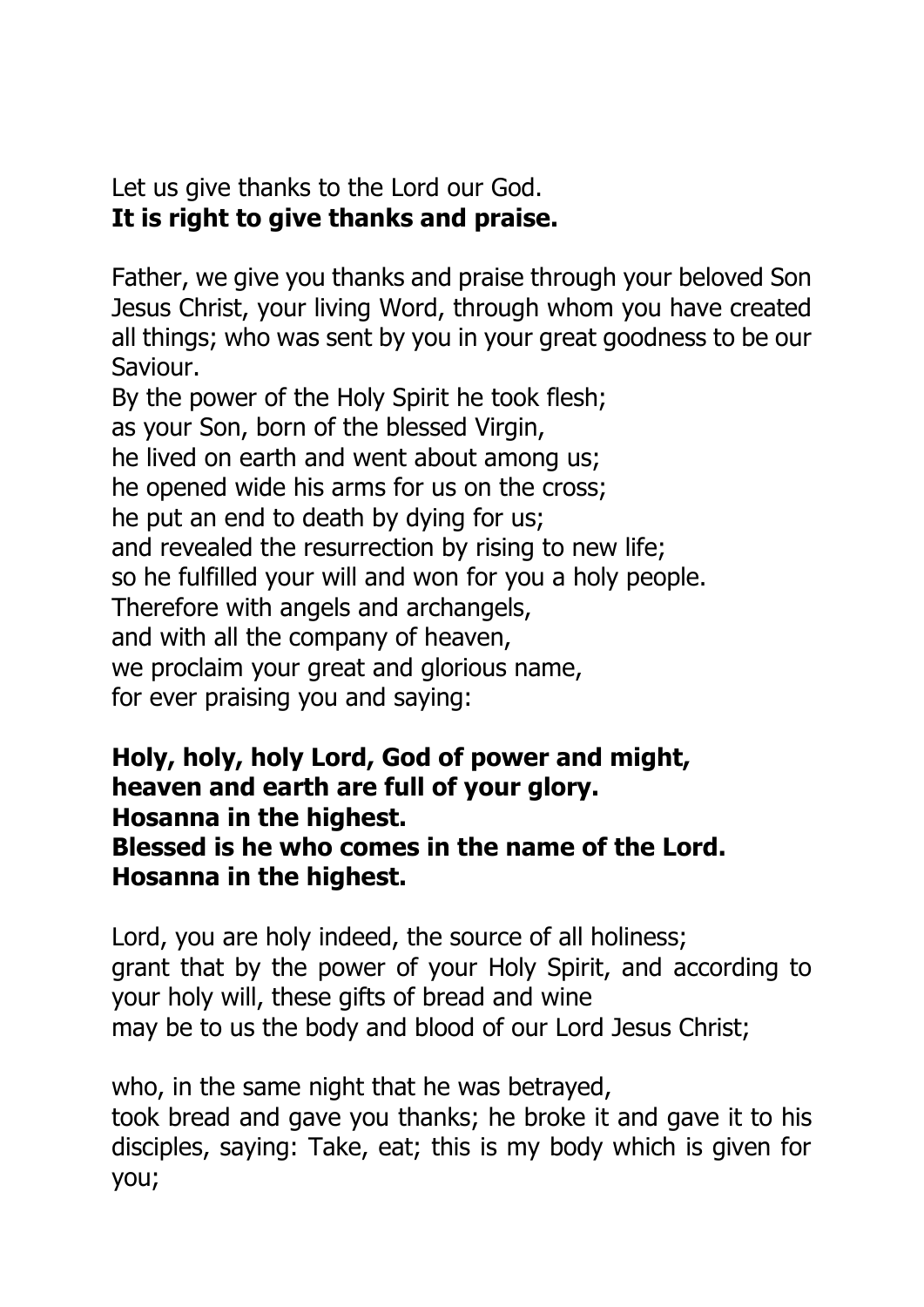Let us give thanks to the Lord our God.
**It is right to give thanks and praise.**

Father, we give you thanks and praise through your beloved Son Jesus Christ, your living Word, through whom you have created all things; who was sent by you in your great goodness to be our Saviour.
By the power of the Holy Spirit he took flesh;
as your Son, born of the blessed Virgin,
he lived on earth and went about among us;
he opened wide his arms for us on the cross;
he put an end to death by dying for us;
and revealed the resurrection by rising to new life;
so he fulfilled your will and won for you a holy people.
Therefore with angels and archangels,
and with all the company of heaven,
we proclaim your great and glorious name,
for ever praising you and saying:

**Holy, holy, holy Lord, God of power and might,**
**heaven and earth are full of your glory.**
**Hosanna in the highest.**
**Blessed is he who comes in the name of the Lord.**
**Hosanna in the highest.**

Lord, you are holy indeed, the source of all holiness;
grant that by the power of your Holy Spirit, and according to your holy will, these gifts of bread and wine
may be to us the body and blood of our Lord Jesus Christ;

who, in the same night that he was betrayed,
took bread and gave you thanks; he broke it and gave it to his disciples, saying: Take, eat; this is my body which is given for you;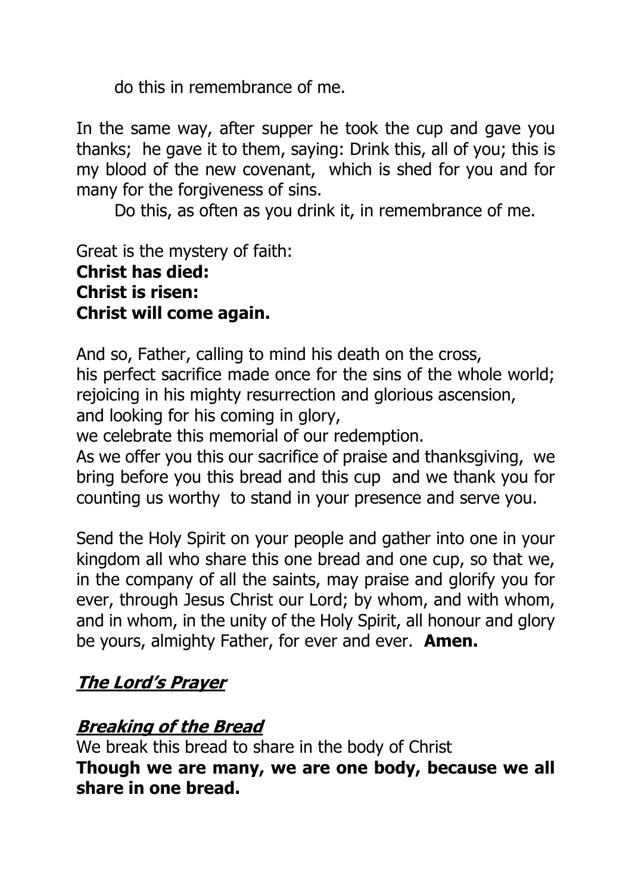do this in remembrance of me.

In the same way, after supper he took the cup and gave you thanks; he gave it to them, saying: Drink this, all of you; this is my blood of the new covenant, which is shed for you and for many for the forgiveness of sins.

Do this, as often as you drink it, in remembrance of me.

Great is the mystery of faith:
**Christ has died:**
**Christ is risen:**
**Christ will come again.**

And so, Father, calling to mind his death on the cross,
his perfect sacrifice made once for the sins of the whole world;
rejoicing in his mighty resurrection and glorious ascension,
and looking for his coming in glory,
we celebrate this memorial of our redemption.
As we offer you this our sacrifice of praise and thanksgiving, we bring before you this bread and this cup and we thank you for counting us worthy to stand in your presence and serve you.

Send the Holy Spirit on your people and gather into one in your kingdom all who share this one bread and one cup, so that we, in the company of all the saints, may praise and glorify you for ever, through Jesus Christ our Lord; by whom, and with whom, and in whom, in the unity of the Holy Spirit, all honour and glory be yours, almighty Father, for ever and ever. **Amen.**

### ***The Lord's Prayer***

### ***Breaking of the Bread***

We break this bread to share in the body of Christ
**Though we are many, we are one body, because we all share in one bread.**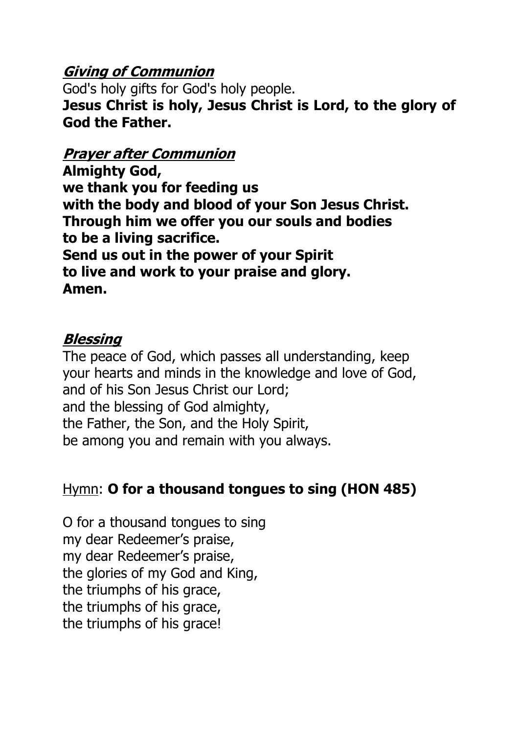***Giving of Communion***

God's holy gifts for God's holy people.
**Jesus Christ is holy, Jesus Christ is Lord, to the glory of God the Father.**

***Prayer after Communion***

**Almighty God,**
**we thank you for feeding us**
**with the body and blood of your Son Jesus Christ.**
**Through him we offer you our souls and bodies**
**to be a living sacrifice.**
**Send us out in the power of your Spirit**
**to live and work to your praise and glory.**
**Amen.**

***Blessing***

The peace of God, which passes all understanding, keep your hearts and minds in the knowledge and love of God,
and of his Son Jesus Christ our Lord;
and the blessing of God almighty,
the Father, the Son, and the Holy Spirit,
be among you and remain with you always.

Hymn: **O for a thousand tongues to sing (HON 485)**

O for a thousand tongues to sing
my dear Redeemer's praise,
my dear Redeemer's praise,
the glories of my God and King,
the triumphs of his grace,
the triumphs of his grace,
the triumphs of his grace!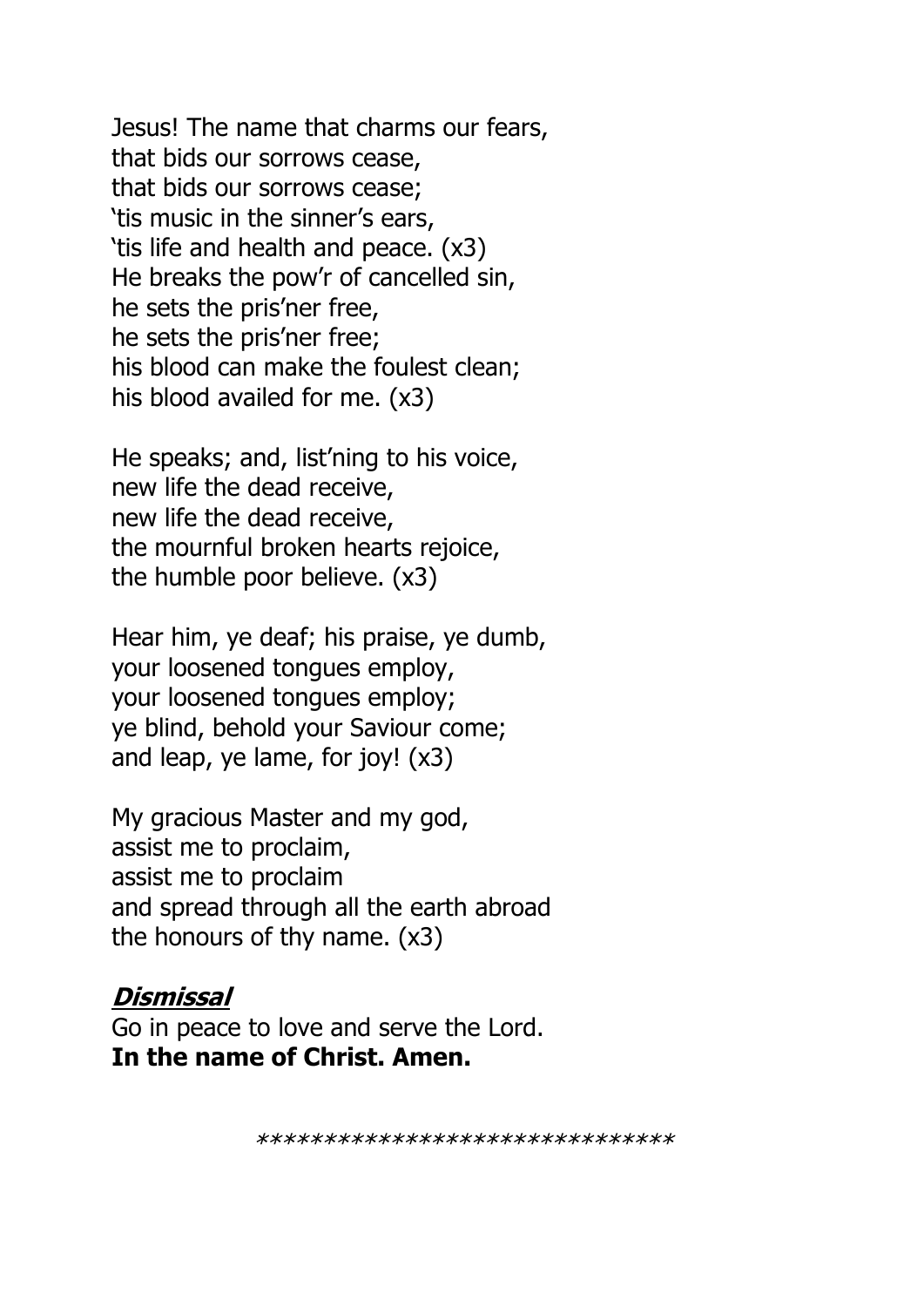Jesus! The name that charms our fears,
that bids our sorrows cease,
that bids our sorrows cease;
'tis music in the sinner's ears,
'tis life and health and peace. (x3)
He breaks the pow'r of cancelled sin,
he sets the pris'ner free,
he sets the pris'ner free;
his blood can make the foulest clean;
his blood availed for me. (x3)

He speaks; and, list'ning to his voice,
new life the dead receive,
new life the dead receive,
the mournful broken hearts rejoice,
the humble poor believe. (x3)

Hear him, ye deaf; his praise, ye dumb,
your loosened tongues employ,
your loosened tongues employ;
ye blind, behold your Saviour come;
and leap, ye lame, for joy! (x3)

My gracious Master and my god,
assist me to proclaim,
assist me to proclaim
and spread through all the earth abroad
the honours of thy name. (x3)

***Dismissal***

Go in peace to love and serve the Lord.
**In the name of Christ. Amen.**

*******************************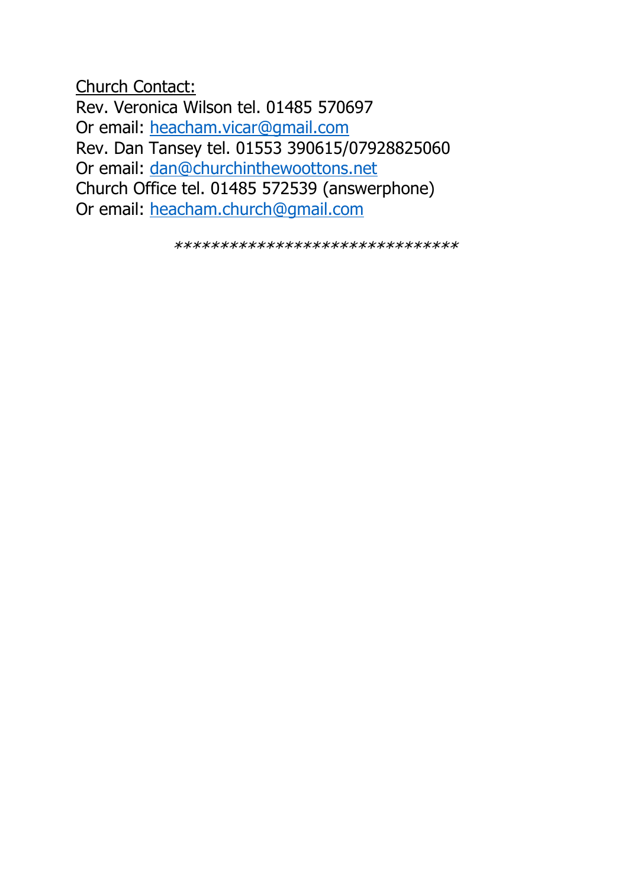<u>Church Contact:</u>
Rev. Veronica Wilson tel. 01485 570697
Or email: heacham.vicar@gmail.com
Rev. Dan Tansey tel. 01553 390615/07928825060
Or email: dan@churchinthewoottons.net
Church Office tel. 01485 572539 (answerphone)
Or email: heacham.church@gmail.com

*\*\*\*\*\*\*\*\*\*\*\*\*\*\*\*\*\*\*\*\*\*\*\*\*\*\*\*\*\*\*\**